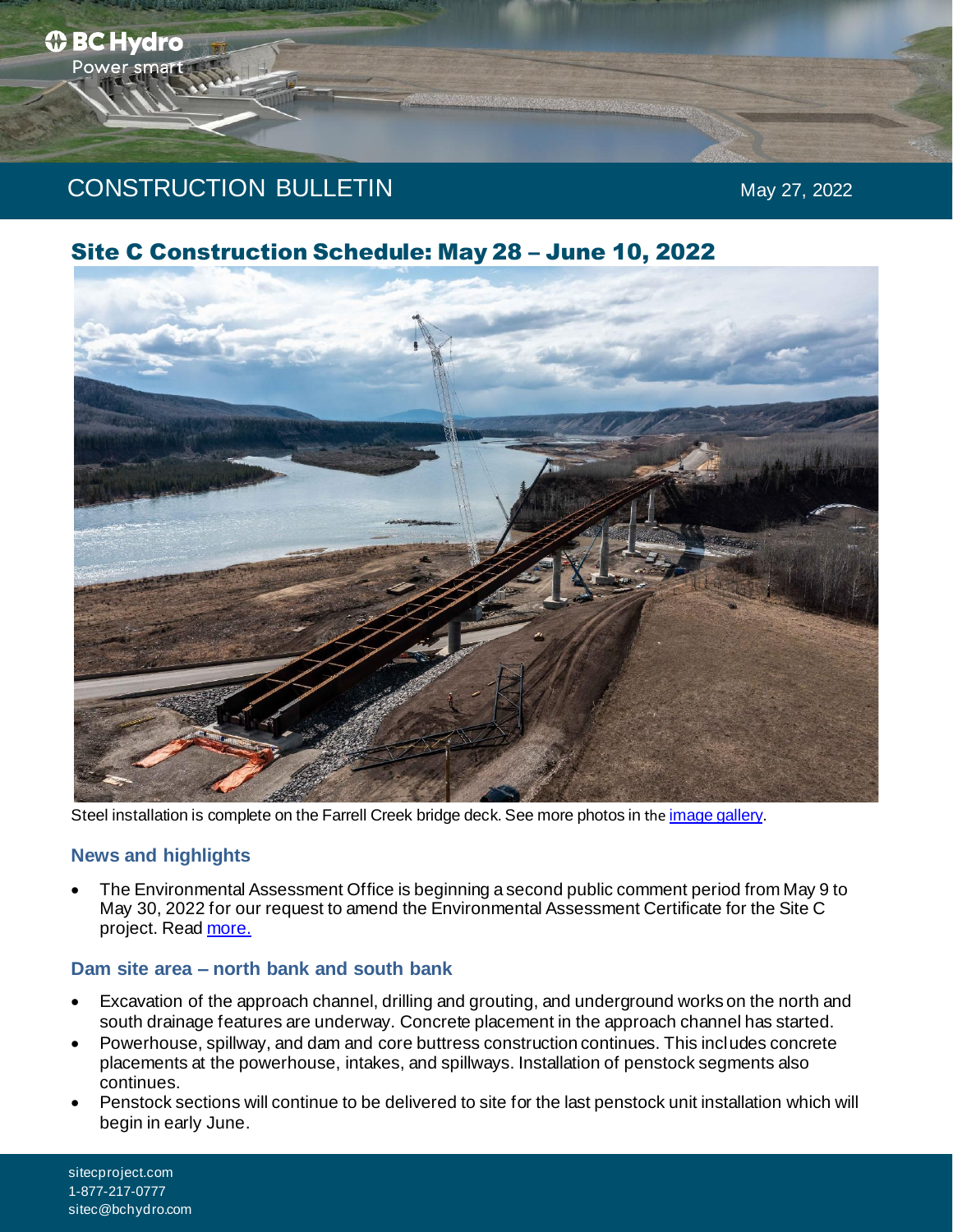CONSTRUCTION BULLETIN

May 27, 2022

# Site C Construction Schedule: May 28 – June 10, 2022

Steel installation is complete on the Farrell Creek bridge deck. See more photos in the [image gallery](image gallery).

## News and highlights

- The Environmental Assessment Office is beginning a second public comment period from May 9 to May 30, 2022 for our request to amend the Environmental Assessment Certificate for the Site C project. Read [more.](more.)

## Dam site area – north bank and south bank

- Excavation of the approach channel, drilling and grouting, and underground works on the north and south drainage features are underway. Concrete placement in the approach channel has started.
- Powerhouse, spillway, and dam and core buttress construction continues. This includes concrete placements at the powerhouse, intakes, and spillways. Installation of penstock segments also continues.
- Penstock sections will continue to be delivered to site for the last penstock unit installation which will begin in early June.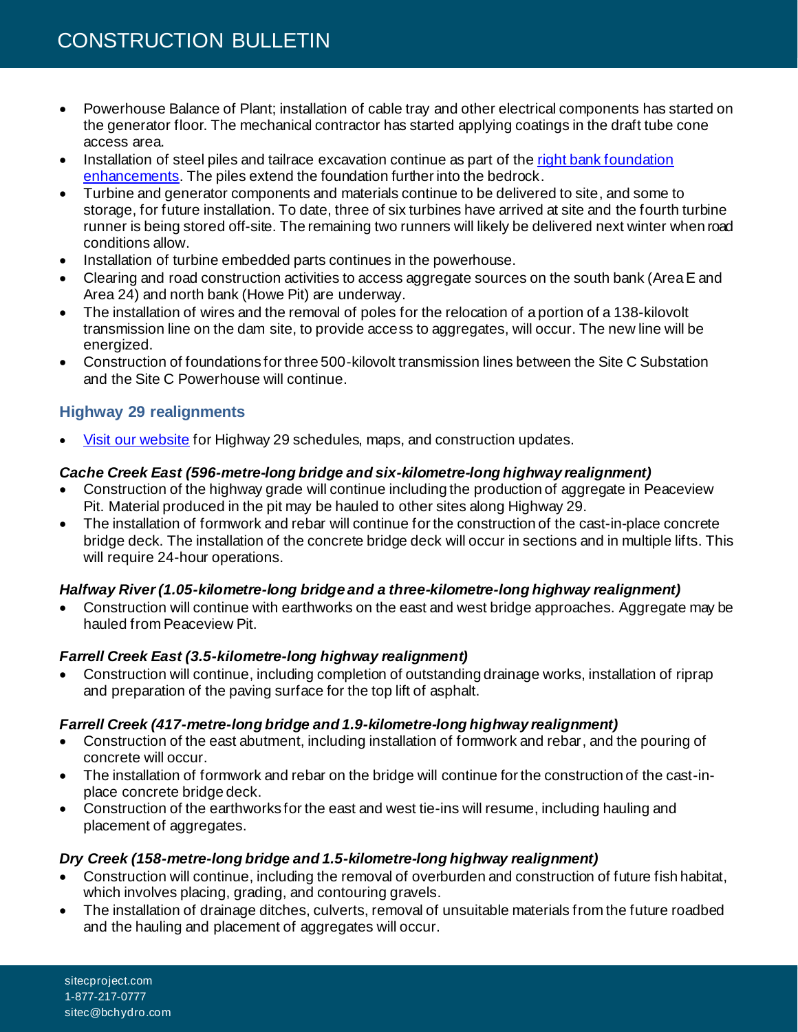- Powerhouse Balance of Plant; installation of cable tray and other electrical components has started on the generator floor. The mechanical contractor has started applying coatings in the draft tube cone access area.
- Installation of steel piles and tailrace excavation continue as part of the [right bank foundation enhancements](). The piles extend the foundation further into the bedrock.
- Turbine and generator components and materials continue to be delivered to site, and some to storage, for future installation. To date, three of six turbines have arrived at site and the fourth turbine runner is being stored off-site. The remaining two runners will likely be delivered next winter when road conditions allow.
- Installation of turbine embedded parts continues in the powerhouse.
- Clearing and road construction activities to access aggregate sources on the south bank (Area E and Area 24) and north bank (Howe Pit) are underway.
- The installation of wires and the removal of poles for the relocation of a portion of a 138-kilovolt transmission line on the dam site, to provide access to aggregates, will occur. The new line will be energized.
- Construction of foundations for three 500-kilovolt transmission lines between the Site C Substation and the Site C Powerhouse will continue.

## Highway 29 realignments

- [Visit our website]() for Highway 29 schedules, maps, and construction updates.

### *Cache Creek East (596-metre-long bridge and six-kilometre-long highway realignment)*

- Construction of the highway grade will continue including the production of aggregate in Peaceview Pit. Material produced in the pit may be hauled to other sites along Highway 29.
- The installation of formwork and rebar will continue for the construction of the cast-in-place concrete bridge deck. The installation of the concrete bridge deck will occur in sections and in multiple lifts. This will require 24-hour operations.

### *Halfway River (1.05-kilometre-long bridge and a three-kilometre-long highway realignment)*

- Construction will continue with earthworks on the east and west bridge approaches. Aggregate may be hauled from Peaceview Pit.

### *Farrell Creek East (3.5-kilometre-long highway realignment)*

- Construction will continue, including completion of outstanding drainage works, installation of riprap and preparation of the paving surface for the top lift of asphalt.

### *Farrell Creek (417-metre-long bridge and 1.9-kilometre-long highway realignment)*

- Construction of the east abutment, including installation of formwork and rebar, and the pouring of concrete will occur.
- The installation of formwork and rebar on the bridge will continue for the construction of the cast-in-place concrete bridge deck.
- Construction of the earthworks for the east and west tie-ins will resume, including hauling and placement of aggregates.

### *Dry Creek (158-metre-long bridge and 1.5-kilometre-long highway realignment)*

- Construction will continue, including the removal of overburden and construction of future fish habitat, which involves placing, grading, and contouring gravels.
- The installation of drainage ditches, culverts, removal of unsuitable materials from the future roadbed and the hauling and placement of aggregates will occur.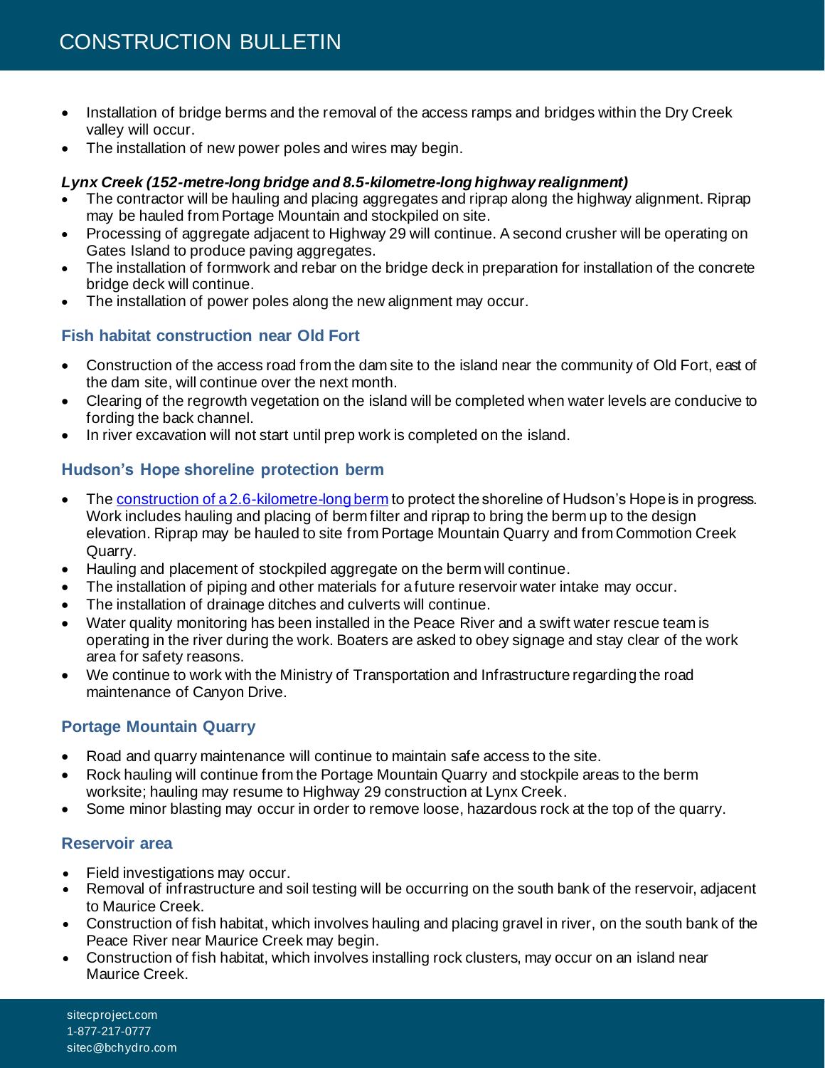- Installation of bridge berms and the removal of the access ramps and bridges within the Dry Creek valley will occur.
- The installation of new power poles and wires may begin.

***Lynx Creek (152-metre-long bridge and 8.5-kilometre-long highway realignment)***

- The contractor will be hauling and placing aggregates and riprap along the highway alignment. Riprap may be hauled from Portage Mountain and stockpiled on site.
- Processing of aggregate adjacent to Highway 29 will continue. A second crusher will be operating on Gates Island to produce paving aggregates.
- The installation of formwork and rebar on the bridge deck in preparation for installation of the concrete bridge deck will continue.
- The installation of power poles along the new alignment may occur.

## Fish habitat construction near Old Fort

- Construction of the access road from the dam site to the island near the community of Old Fort, east of the dam site, will continue over the next month.
- Clearing of the regrowth vegetation on the island will be completed when water levels are conducive to fording the back channel.
- In river excavation will not start until prep work is completed on the island.

## Hudson's Hope shoreline protection berm

- The construction of a 2.6-kilometre-long berm to protect the shoreline of Hudson's Hope is in progress. Work includes hauling and placing of berm filter and riprap to bring the berm up to the design elevation. Riprap may be hauled to site from Portage Mountain Quarry and from Commotion Creek Quarry.
- Hauling and placement of stockpiled aggregate on the berm will continue.
- The installation of piping and other materials for a future reservoir water intake may occur.
- The installation of drainage ditches and culverts will continue.
- Water quality monitoring has been installed in the Peace River and a swift water rescue team is operating in the river during the work. Boaters are asked to obey signage and stay clear of the work area for safety reasons.
- We continue to work with the Ministry of Transportation and Infrastructure regarding the road maintenance of Canyon Drive.

## Portage Mountain Quarry

- Road and quarry maintenance will continue to maintain safe access to the site.
- Rock hauling will continue from the Portage Mountain Quarry and stockpile areas to the berm worksite; hauling may resume to Highway 29 construction at Lynx Creek.
- Some minor blasting may occur in order to remove loose, hazardous rock at the top of the quarry.

## Reservoir area

- Field investigations may occur.
- Removal of infrastructure and soil testing will be occurring on the south bank of the reservoir, adjacent to Maurice Creek.
- Construction of fish habitat, which involves hauling and placing gravel in river, on the south bank of the Peace River near Maurice Creek may begin.
- Construction of fish habitat, which involves installing rock clusters, may occur on an island near Maurice Creek.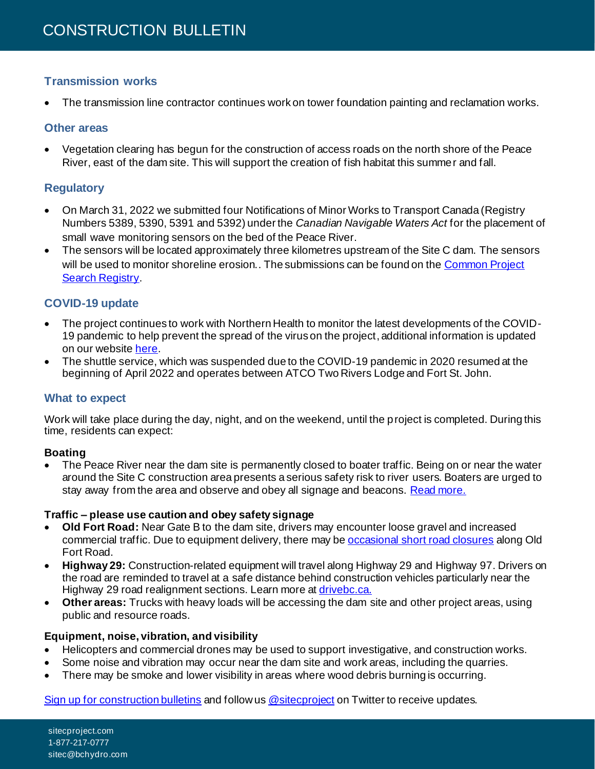# CONSTRUCTION BULLETIN

### Transmission works

- The transmission line contractor continues work on tower foundation painting and reclamation works.

### Other areas

- Vegetation clearing has begun for the construction of access roads on the north shore of the Peace River, east of the dam site. This will support the creation of fish habitat this summer and fall.

### Regulatory

- On March 31, 2022 we submitted four Notifications of Minor Works to Transport Canada (Registry Numbers 5389, 5390, 5391 and 5392) under the *Canadian Navigable Waters Act* for the placement of small wave monitoring sensors on the bed of the Peace River.
- The sensors will be located approximately three kilometres upstream of the Site C dam. The sensors will be used to monitor shoreline erosion.. The submissions can be found on the Common Project Search Registry.

### COVID-19 update

- The project continues to work with Northern Health to monitor the latest developments of the COVID-19 pandemic to help prevent the spread of the virus on the project, additional information is updated on our website here.
- The shuttle service, which was suspended due to the COVID-19 pandemic in 2020 resumed at the beginning of April 2022 and operates between ATCO Two Rivers Lodge and Fort St. John.

### What to expect

Work will take place during the day, night, and on the weekend, until the project is completed. During this time, residents can expect:

**Boating**

- The Peace River near the dam site is permanently closed to boater traffic. Being on or near the water around the Site C construction area presents a serious safety risk to river users. Boaters are urged to stay away from the area and observe and obey all signage and beacons. Read more.

**Traffic – please use caution and obey safety signage**

- **Old Fort Road:** Near Gate B to the dam site, drivers may encounter loose gravel and increased commercial traffic. Due to equipment delivery, there may be occasional short road closures along Old Fort Road.
- **Highway 29:** Construction-related equipment will travel along Highway 29 and Highway 97. Drivers on the road are reminded to travel at a safe distance behind construction vehicles particularly near the Highway 29 road realignment sections. Learn more at drivebc.ca.
- **Other areas:** Trucks with heavy loads will be accessing the dam site and other project areas, using public and resource roads.

**Equipment, noise, vibration, and visibility**

- Helicopters and commercial drones may be used to support investigative, and construction works.
- Some noise and vibration may occur near the dam site and work areas, including the quarries.
- There may be smoke and lower visibility in areas where wood debris burning is occurring.

Sign up for construction bulletins and follow us @sitecproject on Twitter to receive updates.

sitecproject.com
1-877-217-0777
sitec@bchydro.com